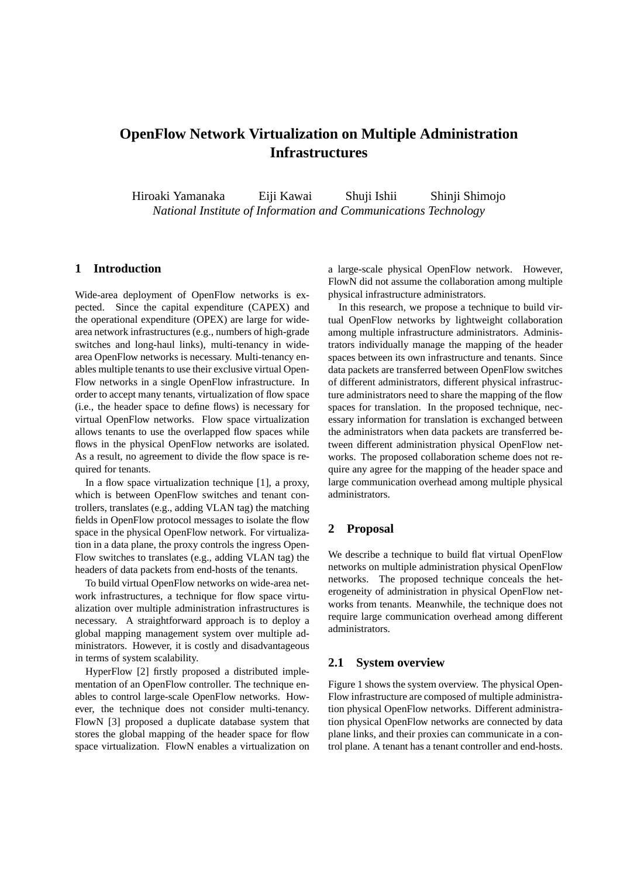# OpenFlow Network Virtualization on Multiple Administration Infrastructures

Hiroaki Yamanaka    Eiji Kawai    Shuji Ishii    Shinji Shimojo

*National Institute of Information and Communications Technology*

## 1 Introduction

Wide-area deployment of OpenFlow networks is expected. Since the capital expenditure (CAPEX) and the operational expenditure (OPEX) are large for wide-area network infrastructures (e.g., numbers of high-grade switches and long-haul links), multi-tenancy in wide-area OpenFlow networks is necessary. Multi-tenancy enables multiple tenants to use their exclusive virtual OpenFlow networks in a single OpenFlow infrastructure. In order to accept many tenants, virtualization of flow space (i.e., the header space to define flows) is necessary for virtual OpenFlow networks. Flow space virtualization allows tenants to use the overlapped flow spaces while flows in the physical OpenFlow networks are isolated. As a result, no agreement to divide the flow space is required for tenants.

In a flow space virtualization technique [1], a proxy, which is between OpenFlow switches and tenant controllers, translates (e.g., adding VLAN tag) the matching fields in OpenFlow protocol messages to isolate the flow space in the physical OpenFlow network. For virtualization in a data plane, the proxy controls the ingress OpenFlow switches to translates (e.g., adding VLAN tag) the headers of data packets from end-hosts of the tenants.

To build virtual OpenFlow networks on wide-area network infrastructures, a technique for flow space virtualization over multiple administration infrastructures is necessary. A straightforward approach is to deploy a global mapping management system over multiple administrators. However, it is costly and disadvantageous in terms of system scalability.

HyperFlow [2] firstly proposed a distributed implementation of an OpenFlow controller. The technique enables to control large-scale OpenFlow networks. However, the technique does not consider multi-tenancy. FlowN [3] proposed a duplicate database system that stores the global mapping of the header space for flow space virtualization. FlowN enables a virtualization on a large-scale physical OpenFlow network. However, FlowN did not assume the collaboration among multiple physical infrastructure administrators.

In this research, we propose a technique to build virtual OpenFlow networks by lightweight collaboration among multiple infrastructure administrators. Administrators individually manage the mapping of the header spaces between its own infrastructure and tenants. Since data packets are transferred between OpenFlow switches of different administrators, different physical infrastructure administrators need to share the mapping of the flow spaces for translation. In the proposed technique, necessary information for translation is exchanged between the administrators when data packets are transferred between different administration physical OpenFlow networks. The proposed collaboration scheme does not require any agree for the mapping of the header space and large communication overhead among multiple physical administrators.

## 2 Proposal

We describe a technique to build flat virtual OpenFlow networks on multiple administration physical OpenFlow networks. The proposed technique conceals the heterogeneity of administration in physical OpenFlow networks from tenants. Meanwhile, the technique does not require large communication overhead among different administrators.

### 2.1 System overview

Figure 1 shows the system overview. The physical OpenFlow infrastructure are composed of multiple administration physical OpenFlow networks. Different administration physical OpenFlow networks are connected by data plane links, and their proxies can communicate in a control plane. A tenant has a tenant controller and end-hosts.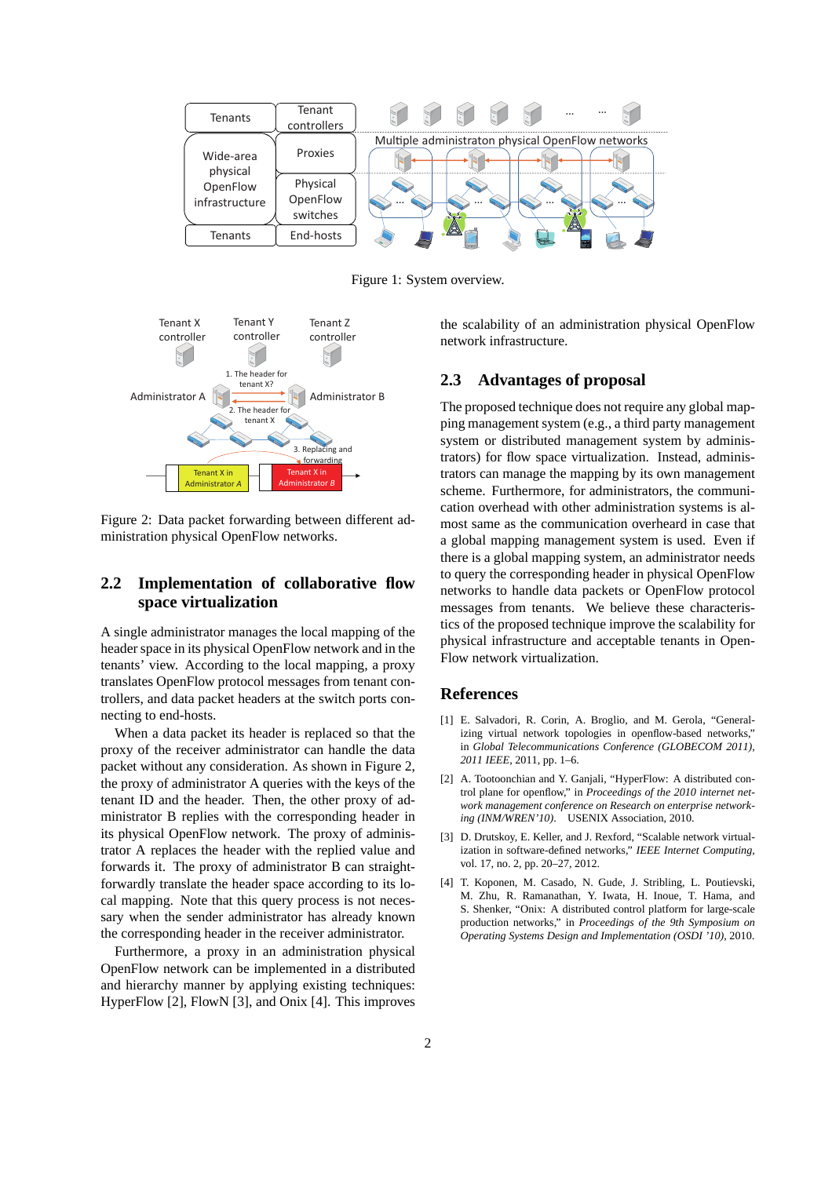Tenants

Tenant controllers

Wide-area physical OpenFlow infrastructure

Proxies

Physical OpenFlow switches

Tenants

End-hosts

Multiple administraton physical OpenFlow networks

Figure 1: System overview.

Tenant X controller

Tenant Y controller

Tenant Z controller

1. The header for tenant X?

Administrator A

Administrator B

2. The header for tenant X

3. Replacing and forwarding

Tenant X in Administrator A

Tenant X in Administrator B

Figure 2: Data packet forwarding between different administration physical OpenFlow networks.

## 2.2 Implementation of collaborative flow space virtualization

A single administrator manages the local mapping of the header space in its physical OpenFlow network and in the tenants' view. According to the local mapping, a proxy translates OpenFlow protocol messages from tenant controllers, and data packet headers at the switch ports connecting to end-hosts.

When a data packet its header is replaced so that the proxy of the receiver administrator can handle the data packet without any consideration. As shown in Figure 2, the proxy of administrator A queries with the keys of the tenant ID and the header. Then, the other proxy of administrator B replies with the corresponding header in its physical OpenFlow network. The proxy of administrator A replaces the header with the replied value and forwards it. The proxy of administrator B can straightforwardly translate the header space according to its local mapping. Note that this query process is not necessary when the sender administrator has already known the corresponding header in the receiver administrator.

Furthermore, a proxy in an administration physical OpenFlow network can be implemented in a distributed and hierarchy manner by applying existing techniques: HyperFlow [2], FlowN [3], and Onix [4]. This improves the scalability of an administration physical OpenFlow network infrastructure.

## 2.3 Advantages of proposal

The proposed technique does not require any global mapping management system (e.g., a third party management system or distributed management system by administrators) for flow space virtualization. Instead, administrators can manage the mapping by its own management scheme. Furthermore, for administrators, the communication overhead with other administration systems is almost same as the communication overheard in case that a global mapping management system is used. Even if there is a global mapping system, an administrator needs to query the corresponding header in its physical OpenFlow networks to handle data packets or OpenFlow protocol messages from tenants. We believe these characteristics of the proposed technique improve the scalability for physical infrastructure and acceptable tenants in OpenFlow network virtualization.

## References

[1] E. Salvadori, R. Corin, A. Broglio, and M. Gerola, "Generalizing virtual network topologies in openflow-based networks," in *Global Telecommunications Conference (GLOBECOM 2011), 2011 IEEE*, 2011, pp. 1–6.

[2] A. Tootoonchian and Y. Ganjali, "HyperFlow: A distributed control plane for openflow," in *Proceedings of the 2010 internet network management conference on Research on enterprise networking (INM/WREN'10)*. USENIX Association, 2010.

[3] D. Drutskoy, E. Keller, and J. Rexford, "Scalable network virtualization in software-defined networks," *IEEE Internet Computing*, vol. 17, no. 2, pp. 20–27, 2012.

[4] T. Koponen, M. Casado, N. Gude, J. Stribling, L. Poutievski, M. Zhu, R. Ramanathan, Y. Iwata, H. Inoue, T. Hama, and S. Shenker, "Onix: A distributed control platform for large-scale production networks," in *Proceedings of the 9th Symposium on Operating Systems Design and Implementation (OSDI '10)*, 2010.